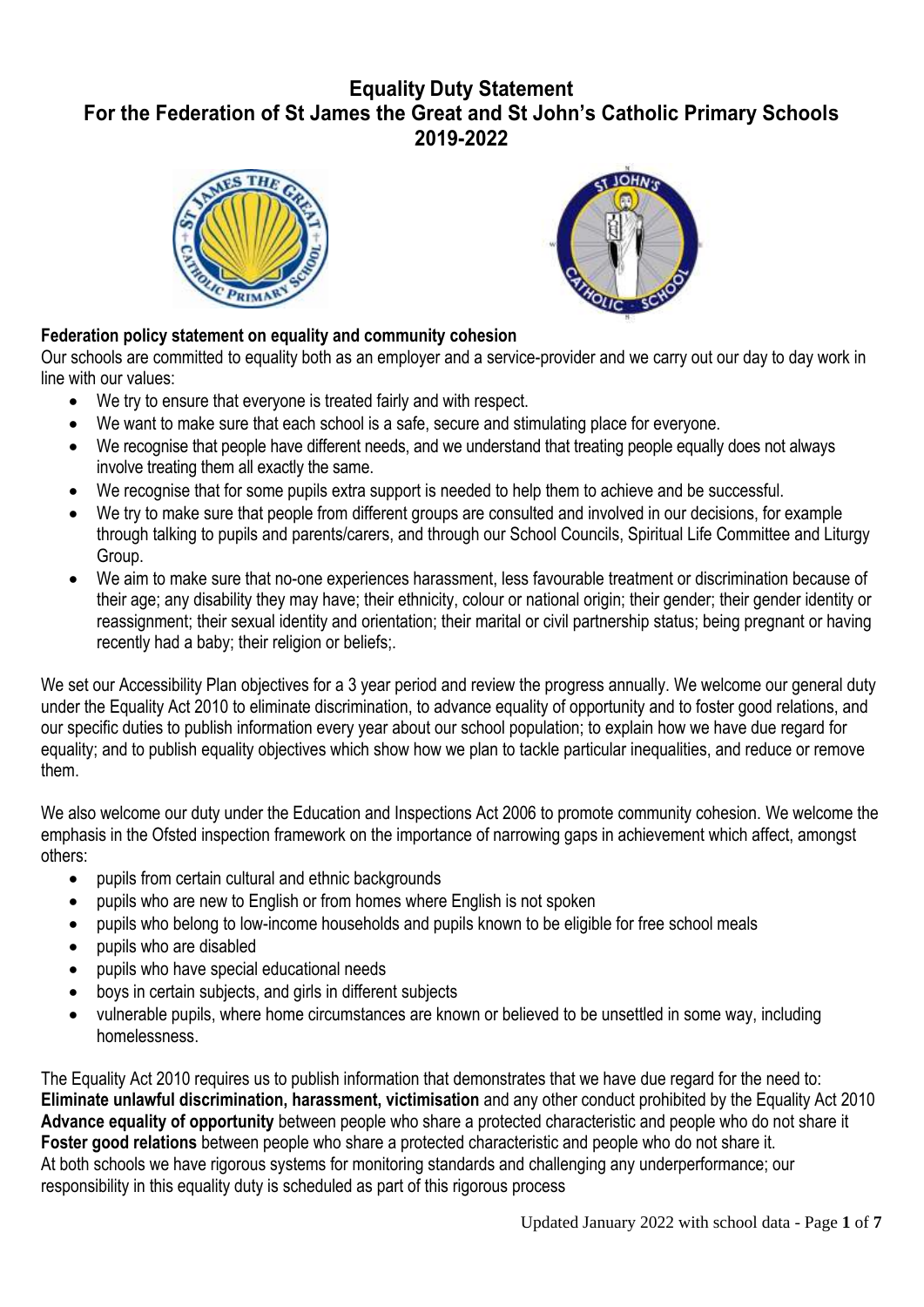# Equality Duty Statement
# For the Federation of St James the Great and St John's Catholic Primary Schools
# 2019-2022

### Federation policy statement on equality and community cohesion

Our schools are committed to equality both as an employer and a service-provider and we carry out our day to day work in line with our values:

- We try to ensure that everyone is treated fairly and with respect.
- We want to make sure that each school is a safe, secure and stimulating place for everyone.
- We recognise that people have different needs, and we understand that treating people equally does not always involve treating them all exactly the same.
- We recognise that for some pupils extra support is needed to help them to achieve and be successful.
- We try to make sure that people from different groups are consulted and involved in our decisions, for example through talking to pupils and parents/carers, and through our School Councils, Spiritual Life Committee and Liturgy Group.
- We aim to make sure that no-one experiences harassment, less favourable treatment or discrimination because of their age; any disability they may have; their ethnicity, colour or national origin; their gender; their gender identity or reassignment; their sexual identity and orientation; their marital or civil partnership status; being pregnant or having recently had a baby; their religion or beliefs;.

We set our Accessibility Plan objectives for a 3 year period and review the progress annually. We welcome our general duty under the Equality Act 2010 to eliminate discrimination, to advance equality of opportunity and to foster good relations, and our specific duties to publish information every year about our school population; to explain how we have due regard for equality; and to publish equality objectives which show how we plan to tackle particular inequalities, and reduce or remove them.

We also welcome our duty under the Education and Inspections Act 2006 to promote community cohesion. We welcome the emphasis in the Ofsted inspection framework on the importance of narrowing gaps in achievement which affect, amongst others:

- pupils from certain cultural and ethnic backgrounds
- pupils who are new to English or from homes where English is not spoken
- pupils who belong to low-income households and pupils known to be eligible for free school meals
- pupils who are disabled
- pupils who have special educational needs
- boys in certain subjects, and girls in different subjects
- vulnerable pupils, where home circumstances are known or believed to be unsettled in some way, including homelessness.

The Equality Act 2010 requires us to publish information that demonstrates that we have due regard for the need to:
**Eliminate unlawful discrimination, harassment, victimisation** and any other conduct prohibited by the Equality Act 2010
**Advance equality of opportunity** between people who share a protected characteristic and people who do not share it
**Foster good relations** between people who share a protected characteristic and people who do not share it.
At both schools we have rigorous systems for monitoring standards and challenging any underperformance; our responsibility in this equality duty is scheduled as part of this rigorous process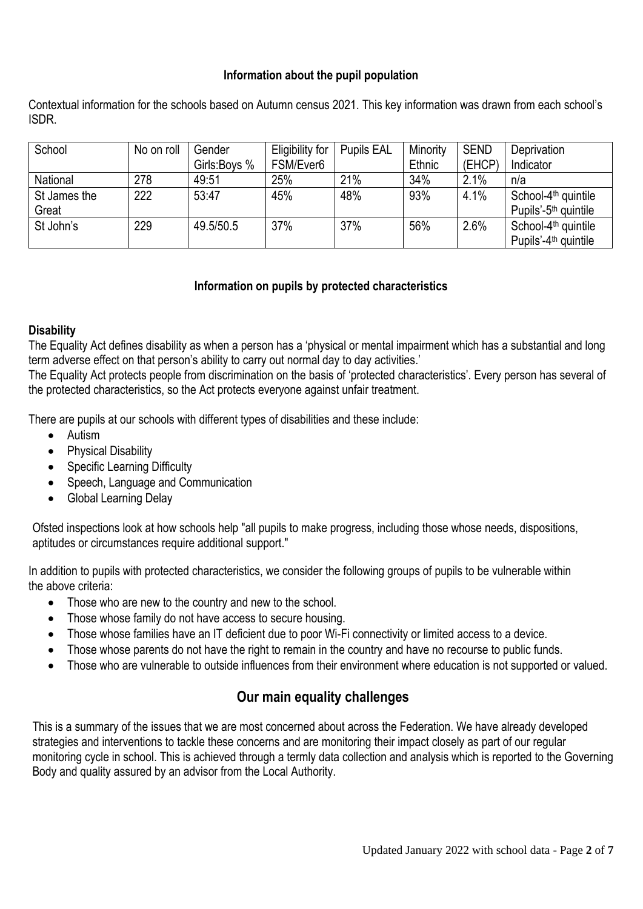**Information about the pupil population**

Contextual information for the schools based on Autumn census 2021. This key information was drawn from each school's ISDR.

| School | No on roll | Gender Girls:Boys % | Eligibility for FSM/Ever6 | Pupils EAL | Minority Ethnic | SEND (EHCP) | Deprivation Indicator |
|---|---|---|---|---|---|---|---|
| National | 278 | 49:51 | 25% | 21% | 34% | 2.1% | n/a |
| St James the Great | 222 | 53:47 | 45% | 48% | 93% | 4.1% | School-4th quintile Pupils'-5th quintile |
| St John's | 229 | 49.5/50.5 | 37% | 37% | 56% | 2.6% | School-4th quintile Pupils'-4th quintile |

**Information on pupils by protected characteristics**

**Disability**

The Equality Act defines disability as when a person has a 'physical or mental impairment which has a substantial and long term adverse effect on that person's ability to carry out normal day to day activities.'

The Equality Act protects people from discrimination on the basis of 'protected characteristics'. Every person has several of the protected characteristics, so the Act protects everyone against unfair treatment.

There are pupils at our schools with different types of disabilities and these include:

- Autism
- Physical Disability
- Specific Learning Difficulty
- Speech, Language and Communication
- Global Learning Delay

Ofsted inspections look at how schools help "all pupils to make progress, including those whose needs, dispositions, aptitudes or circumstances require additional support."

In addition to pupils with protected characteristics, we consider the following groups of pupils to be vulnerable within the above criteria:

- Those who are new to the country and new to the school.
- Those whose family do not have access to secure housing.
- Those whose families have an IT deficient due to poor Wi-Fi connectivity or limited access to a device.
- Those whose parents do not have the right to remain in the country and have no recourse to public funds.
- Those who are vulnerable to outside influences from their environment where education is not supported or valued.

## Our main equality challenges

This is a summary of the issues that we are most concerned about across the Federation. We have already developed strategies and interventions to tackle these concerns and are monitoring their impact closely as part of our regular monitoring cycle in school. This is achieved through a termly data collection and analysis which is reported to the Governing Body and quality assured by an advisor from the Local Authority.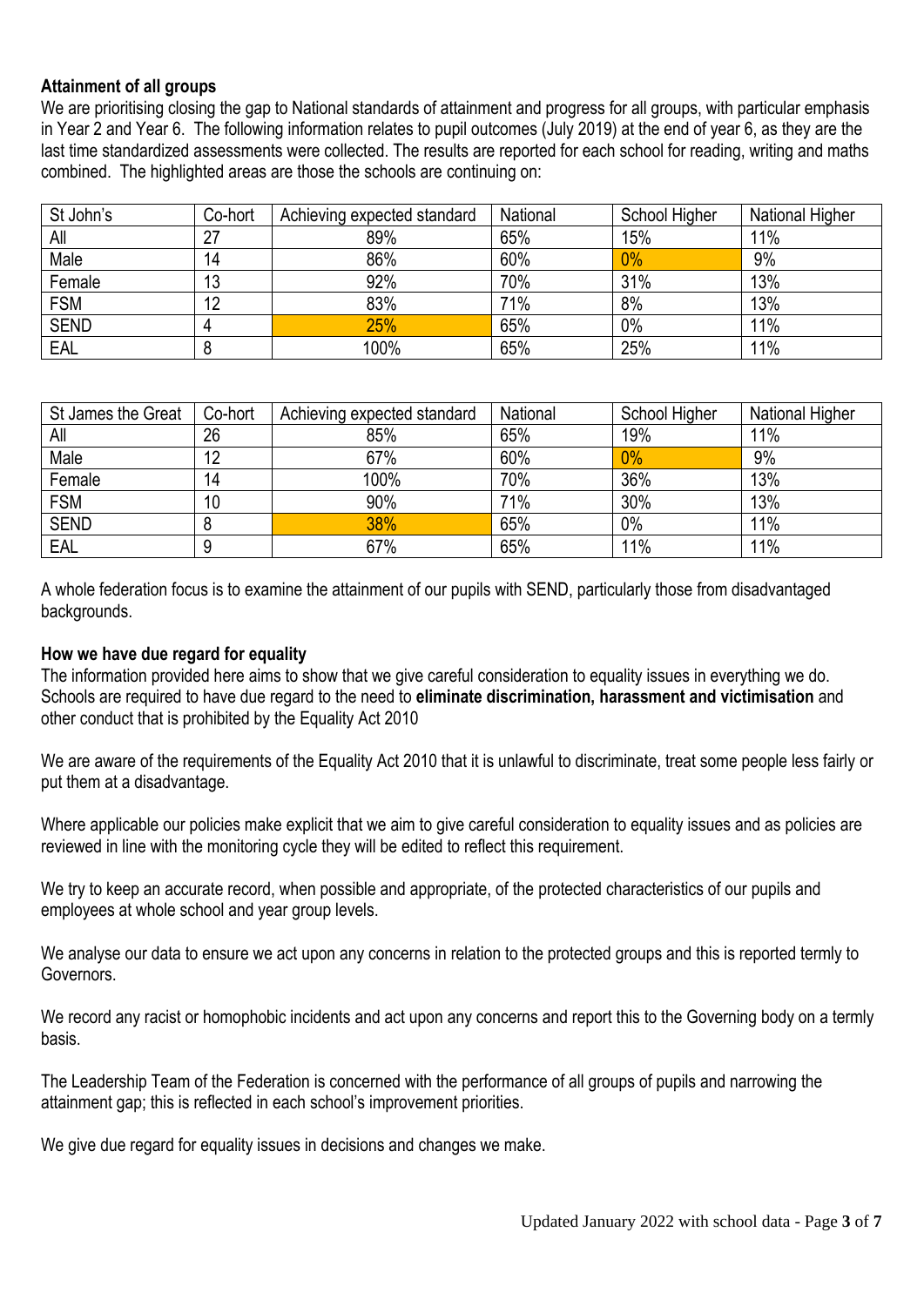**Attainment of all groups**

We are prioritising closing the gap to National standards of attainment and progress for all groups, with particular emphasis in Year 2 and Year 6. The following information relates to pupil outcomes (July 2019) at the end of year 6, as they are the last time standardized assessments were collected. The results are reported for each school for reading, writing and maths combined. The highlighted areas are those the schools are continuing on:

| St John's | Co-hort | Achieving expected standard | National | School Higher | National Higher |
|---|---|---|---|---|---|
| All | 27 | 89% | 65% | 15% | 11% |
| Male | 14 | 86% | 60% | 0% | 9% |
| Female | 13 | 92% | 70% | 31% | 13% |
| FSM | 12 | 83% | 71% | 8% | 13% |
| SEND | 4 | 25% | 65% | 0% | 11% |
| EAL | 8 | 100% | 65% | 25% | 11% |

| St James the Great | Co-hort | Achieving expected standard | National | School Higher | National Higher |
|---|---|---|---|---|---|
| All | 26 | 85% | 65% | 19% | 11% |
| Male | 12 | 67% | 60% | 0% | 9% |
| Female | 14 | 100% | 70% | 36% | 13% |
| FSM | 10 | 90% | 71% | 30% | 13% |
| SEND | 8 | 38% | 65% | 0% | 11% |
| EAL | 9 | 67% | 65% | 11% | 11% |

A whole federation focus is to examine the attainment of our pupils with SEND, particularly those from disadvantaged backgrounds.

**How we have due regard for equality**

The information provided here aims to show that we give careful consideration to equality issues in everything we do. Schools are required to have due regard to the need to **eliminate discrimination, harassment and victimisation** and other conduct that is prohibited by the Equality Act 2010

We are aware of the requirements of the Equality Act 2010 that it is unlawful to discriminate, treat some people less fairly or put them at a disadvantage.

Where applicable our policies make explicit that we aim to give careful consideration to equality issues and as policies are reviewed in line with the monitoring cycle they will be edited to reflect this requirement.

We try to keep an accurate record, when possible and appropriate, of the protected characteristics of our pupils and employees at whole school and year group levels.

We analyse our data to ensure we act upon any concerns in relation to the protected groups and this is reported termly to Governors.

We record any racist or homophobic incidents and act upon any concerns and report this to the Governing body on a termly basis.

The Leadership Team of the Federation is concerned with the performance of all groups of pupils and narrowing the attainment gap; this is reflected in each school's improvement priorities.

We give due regard for equality issues in decisions and changes we make.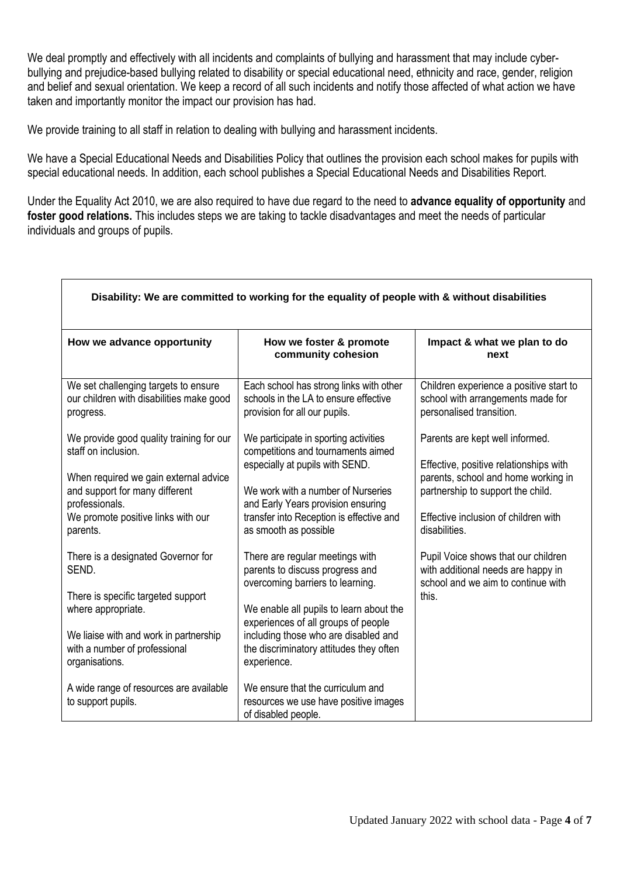We deal promptly and effectively with all incidents and complaints of bullying and harassment that may include cyber-bullying and prejudice-based bullying related to disability or special educational need, ethnicity and race, gender, religion and belief and sexual orientation. We keep a record of all such incidents and notify those affected of what action we have taken and importantly monitor the impact our provision has had.

We provide training to all staff in relation to dealing with bullying and harassment incidents.

We have a Special Educational Needs and Disabilities Policy that outlines the provision each school makes for pupils with special educational needs. In addition, each school publishes a Special Educational Needs and Disabilities Report.

Under the Equality Act 2010, we are also required to have due regard to the need to **advance equality of opportunity** and **foster good relations.** This includes steps we are taking to tackle disadvantages and meet the needs of particular individuals and groups of pupils.

| **Disability: We are committed to working for the equality of people with & without disabilities** | | |
|---|---|---|
| **How we advance opportunity** | **How we foster & promote community cohesion** | **Impact & what we plan to do next** |
| We set challenging targets to ensure our children with disabilities make good progress.<br><br>We provide good quality training for our staff on inclusion.<br><br>When required we gain external advice and support for many different professionals.<br>We promote positive links with our parents.<br><br>There is a designated Governor for SEND.<br><br>There is specific targeted support where appropriate.<br><br>We liaise with and work in partnership with a number of professional organisations.<br><br>A wide range of resources are available to support pupils. | Each school has strong links with other schools in the LA to ensure effective provision for all our pupils.<br><br>We participate in sporting activities competitions and tournaments aimed especially at pupils with SEND.<br><br>We work with a number of Nurseries and Early Years provision ensuring transfer into Reception is effective and as smooth as possible<br><br>There are regular meetings with parents to discuss progress and overcoming barriers to learning.<br><br>We enable all pupils to learn about the experiences of all groups of people including those who are disabled and the discriminatory attitudes they often experience.<br><br>We ensure that the curriculum and resources we use have positive images of disabled people. | Children experience a positive start to school with arrangements made for personalised transition.<br><br>Parents are kept well informed.<br><br>Effective, positive relationships with parents, school and home working in partnership to support the child.<br><br>Effective inclusion of children with disabilities.<br><br>Pupil Voice shows that our children with additional needs are happy in school and we aim to continue with this. |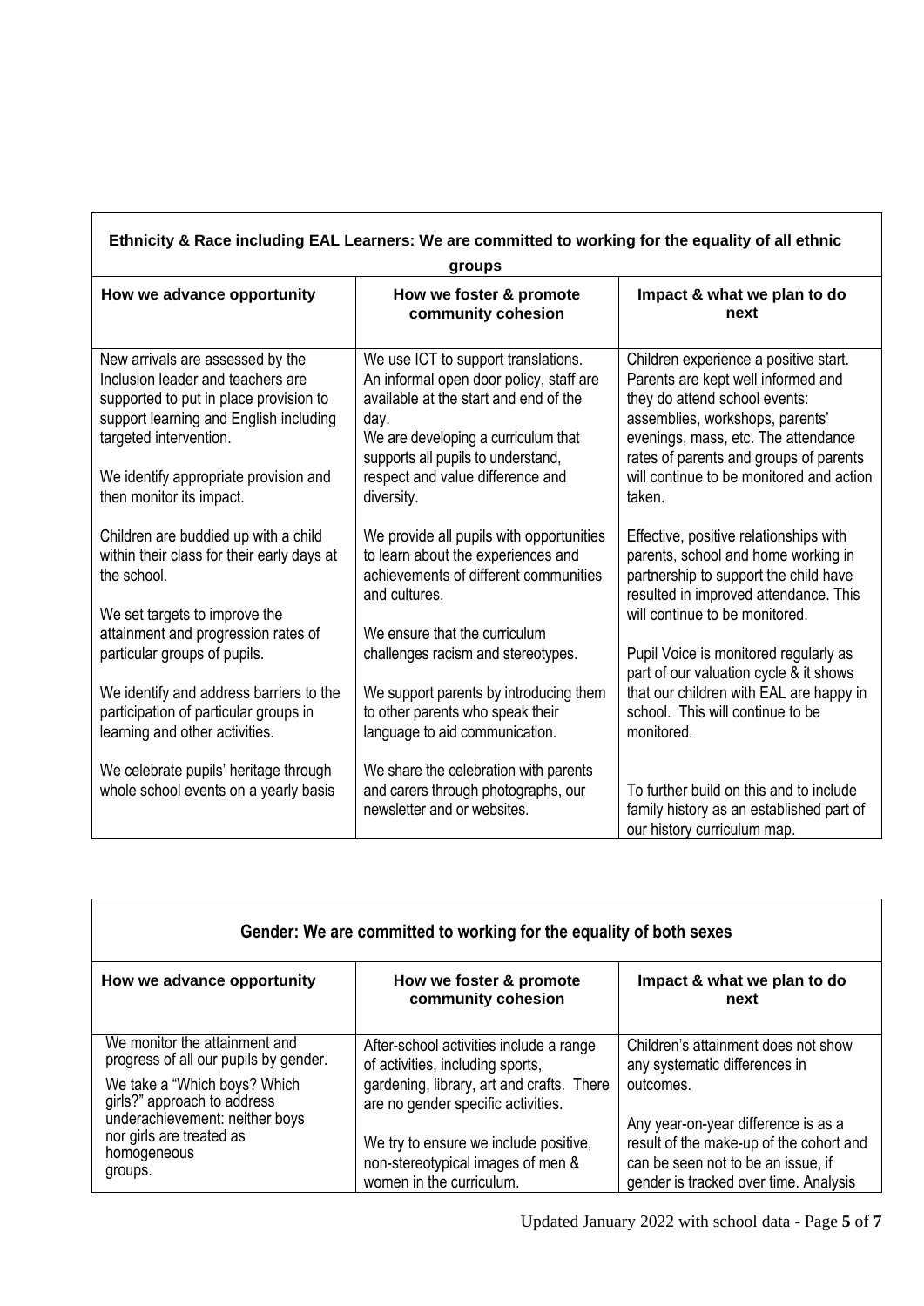| Ethnicity & Race including EAL Learners: We are committed to working for the equality of all ethnic groups | | |
|---|---|---|
| **How we advance opportunity** | **How we foster & promote community cohesion** | **Impact & what we plan to do next** |
| New arrivals are assessed by the Inclusion leader and teachers are supported to put in place provision to support learning and English including targeted intervention.<br><br>We identify appropriate provision and then monitor its impact.<br><br>Children are buddied up with a child within their class for their early days at the school.<br><br>We set targets to improve the attainment and progression rates of particular groups of pupils.<br><br>We identify and address barriers to the participation of particular groups in learning and other activities.<br><br>We celebrate pupils' heritage through whole school events on a yearly basis | We use ICT to support translations. An informal open door policy, staff are available at the start and end of the day.<br>We are developing a curriculum that supports all pupils to understand, respect and value difference and diversity.<br><br>We provide all pupils with opportunities to learn about the experiences and achievements of different communities and cultures.<br><br>We ensure that the curriculum challenges racism and stereotypes.<br><br>We support parents by introducing them to other parents who speak their language to aid communication.<br><br>We share the celebration with parents and carers through photographs, our newsletter and or websites. | Children experience a positive start. Parents are kept well informed and they do attend school events: assemblies, workshops, parents' evenings, mass, etc. The attendance rates of parents and groups of parents will continue to be monitored and action taken.<br><br>Effective, positive relationships with parents, school and home working in partnership to support the child have resulted in improved attendance. This will continue to be monitored.<br><br>Pupil Voice is monitored regularly as part of our valuation cycle & it shows that our children with EAL are happy in school. This will continue to be monitored.<br><br>To further build on this and to include family history as an established part of our history curriculum map. |

| Gender: We are committed to working for the equality of both sexes | | |
|---|---|---|
| **How we advance opportunity** | **How we foster & promote community cohesion** | **Impact & what we plan to do next** |
| We monitor the attainment and progress of all our pupils by gender.<br>We take a "Which boys? Which girls?" approach to address underachievement: neither boys nor girls are treated as homogeneous groups. | After-school activities include a range of activities, including sports, gardening, library, art and crafts. There are no gender specific activities.<br><br>We try to ensure we include positive, non-stereotypical images of men & women in the curriculum. | Children's attainment does not show any systematic differences in outcomes.<br><br>Any year-on-year difference is as a result of the make-up of the cohort and can be seen not to be an issue, if gender is tracked over time. Analysis |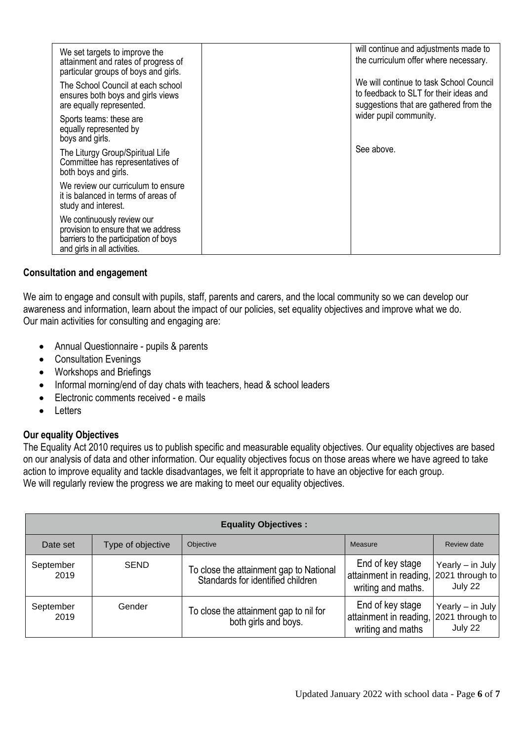| | | |
|---|---|---|
| We set targets to improve the attainment and rates of progress of particular groups of boys and girls.<br><br>The School Council at each school ensures both boys and girls views are equally represented.<br><br>Sports teams: these are equally represented by boys and girls.<br><br>The Liturgy Group/Spiritual Life Committee has representatives of both boys and girls.<br><br>We review our curriculum to ensure it is balanced in terms of areas of study and interest.<br><br>We continuously review our provision to ensure that we address barriers to the participation of boys and girls in all activities. | | will continue and adjustments made to the curriculum offer where necessary.<br><br>We will continue to task School Council to feedback to SLT for their ideas and suggestions that are gathered from the wider pupil community.<br><br>See above. |

### Consultation and engagement

We aim to engage and consult with pupils, staff, parents and carers, and the local community so we can develop our awareness and information, learn about the impact of our policies, set equality objectives and improve what we do. Our main activities for consulting and engaging are:

- Annual Questionnaire - pupils & parents
- Consultation Evenings
- Workshops and Briefings
- Informal morning/end of day chats with teachers, head & school leaders
- Electronic comments received - e mails
- Letters

### Our equality Objectives

The Equality Act 2010 requires us to publish specific and measurable equality objectives. Our equality objectives are based on our analysis of data and other information. Our equality objectives focus on those areas where we have agreed to take action to improve equality and tackle disadvantages, we felt it appropriate to have an objective for each group.
We will regularly review the progress we are making to meet our equality objectives.

| **Equality Objectives :** | | | | |
|---|---|---|---|---|
| Date set | Type of objective | Objective | Measure | Review date |
| September 2019 | SEND | To close the attainment gap to National Standards for identified children | End of key stage attainment in reading, writing and maths. | Yearly – in July 2021 through to July 22 |
| September 2019 | Gender | To close the attainment gap to nil for both girls and boys. | End of key stage attainment in reading, writing and maths | Yearly – in July 2021 through to July 22 |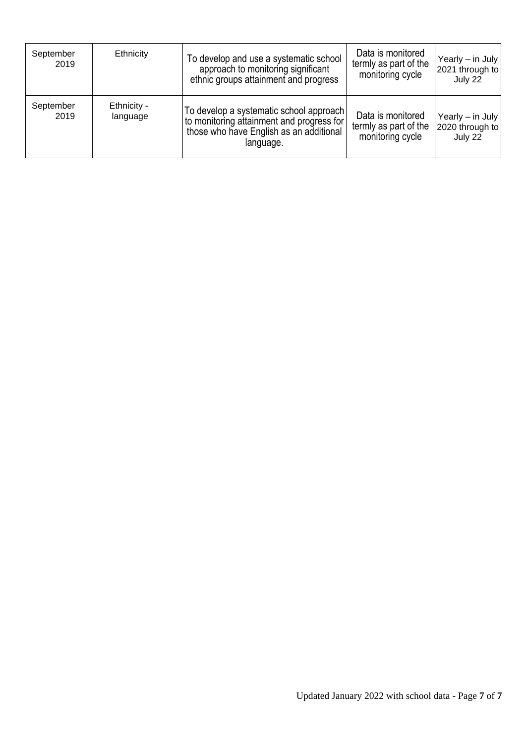| | | | | |
|---|---|---|---|---|
| September 2019 | Ethnicity | To develop and use a systematic school approach to monitoring significant ethnic groups attainment and progress | Data is monitored termly as part of the monitoring cycle | Yearly – in July 2021 through to July 22 |
| September 2019 | Ethnicity - language | To develop a systematic school approach to monitoring attainment and progress for those who have English as an additional language. | Data is monitored termly as part of the monitoring cycle | Yearly – in July 2020 through to July 22 |

Updated January 2022 with school data